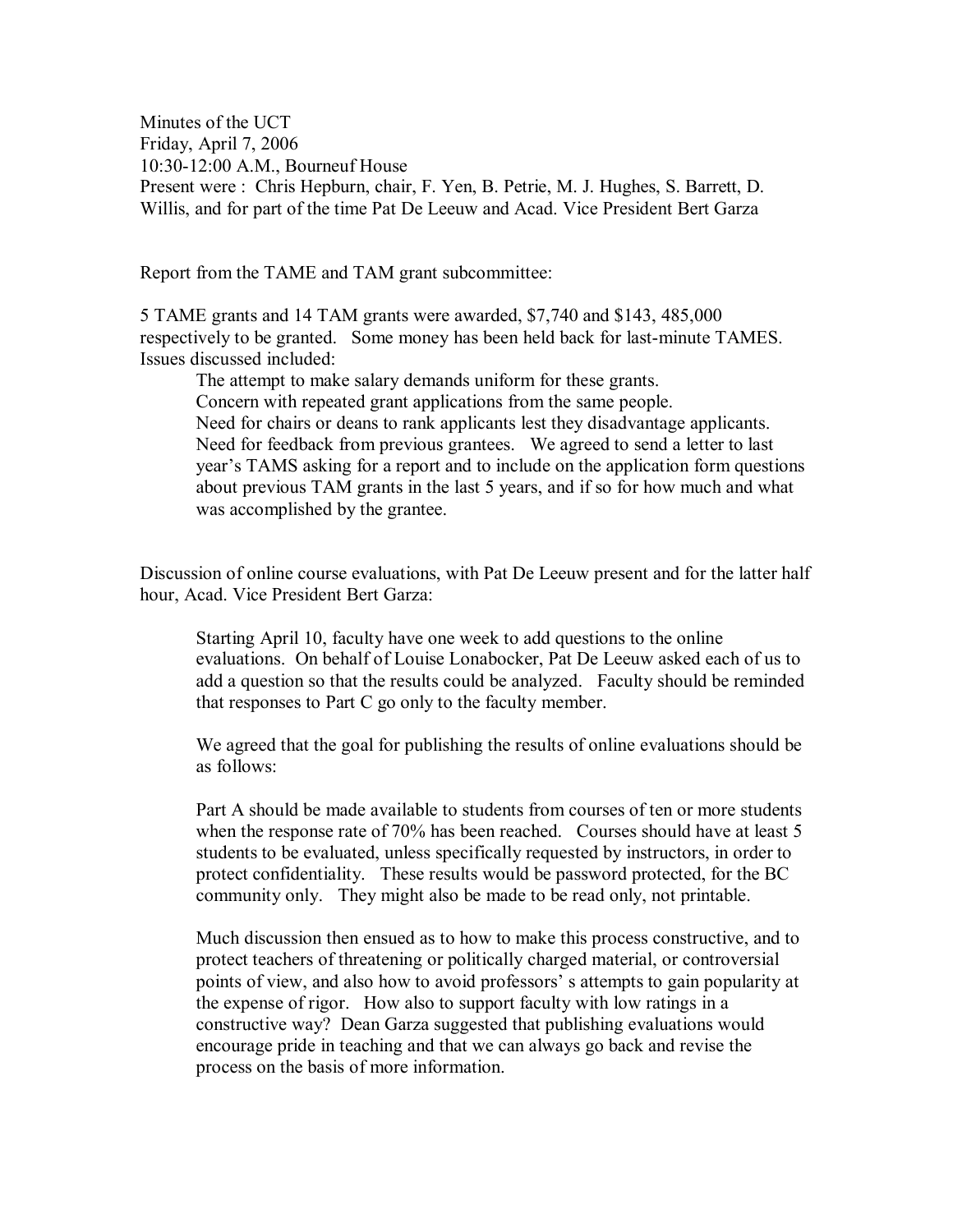Minutes of the UCT
Friday, April 7, 2006
10:30-12:00 A.M., Bourneuf House
Present were : Chris Hepburn, chair, F. Yen, B. Petrie, M. J. Hughes, S. Barrett, D. Willis, and for part of the time Pat De Leeuw and Acad. Vice President Bert Garza

Report from the TAME and TAM grant subcommittee:

5 TAME grants and 14 TAM grants were awarded, $7,740 and $143, 485,000 respectively to be granted. Some money has been held back for last-minute TAMES. Issues discussed included:

> The attempt to make salary demands uniform for these grants.
> Concern with repeated grant applications from the same people.
> Need for chairs or deans to rank applicants lest they disadvantage applicants.
> Need for feedback from previous grantees. We agreed to send a letter to last year's TAMS asking for a report and to include on the application form questions about previous TAM grants in the last 5 years, and if so for how much and what was accomplished by the grantee.

Discussion of online course evaluations, with Pat De Leeuw present and for the latter half hour, Acad. Vice President Bert Garza:

> Starting April 10, faculty have one week to add questions to the online evaluations. On behalf of Louise Lonabocker, Pat De Leeuw asked each of us to add a question so that the results could be analyzed. Faculty should be reminded that responses to Part C go only to the faculty member.
>
> We agreed that the goal for publishing the results of online evaluations should be as follows:
>
> Part A should be made available to students from courses of ten or more students when the response rate of 70% has been reached. Courses should have at least 5 students to be evaluated, unless specifically requested by instructors, in order to protect confidentiality. These results would be password protected, for the BC community only. They might also be made to be read only, not printable.
>
> Much discussion then ensued as to how to make this process constructive, and to protect teachers of threatening or politically charged material, or controversial points of view, and also how to avoid professors' s attempts to gain popularity at the expense of rigor. How also to support faculty with low ratings in a constructive way? Dean Garza suggested that publishing evaluations would encourage pride in teaching and that we can always go back and revise the process on the basis of more information.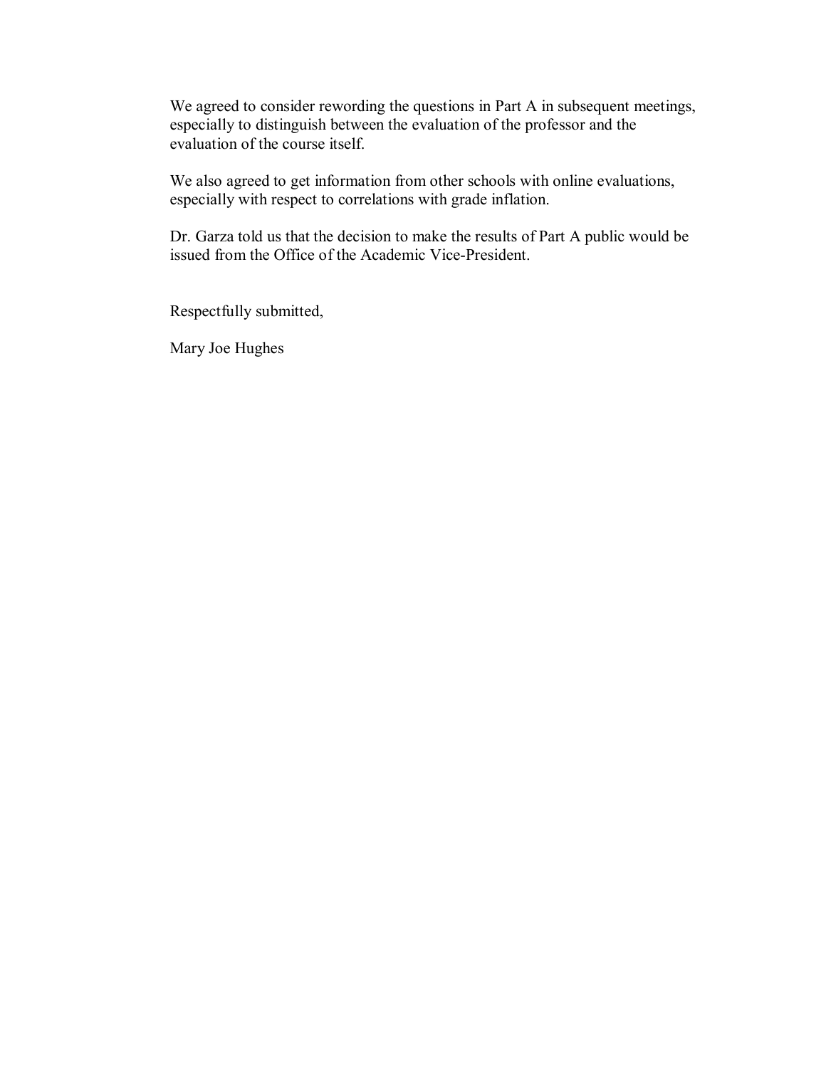We agreed to consider rewording the questions in Part A in subsequent meetings, especially to distinguish between the evaluation of the professor and the evaluation of the course itself.

We also agreed to get information from other schools with online evaluations, especially with respect to correlations with grade inflation.

Dr. Garza told us that the decision to make the results of Part A public would be issued from the Office of the Academic Vice-President.

Respectfully submitted,

Mary Joe Hughes